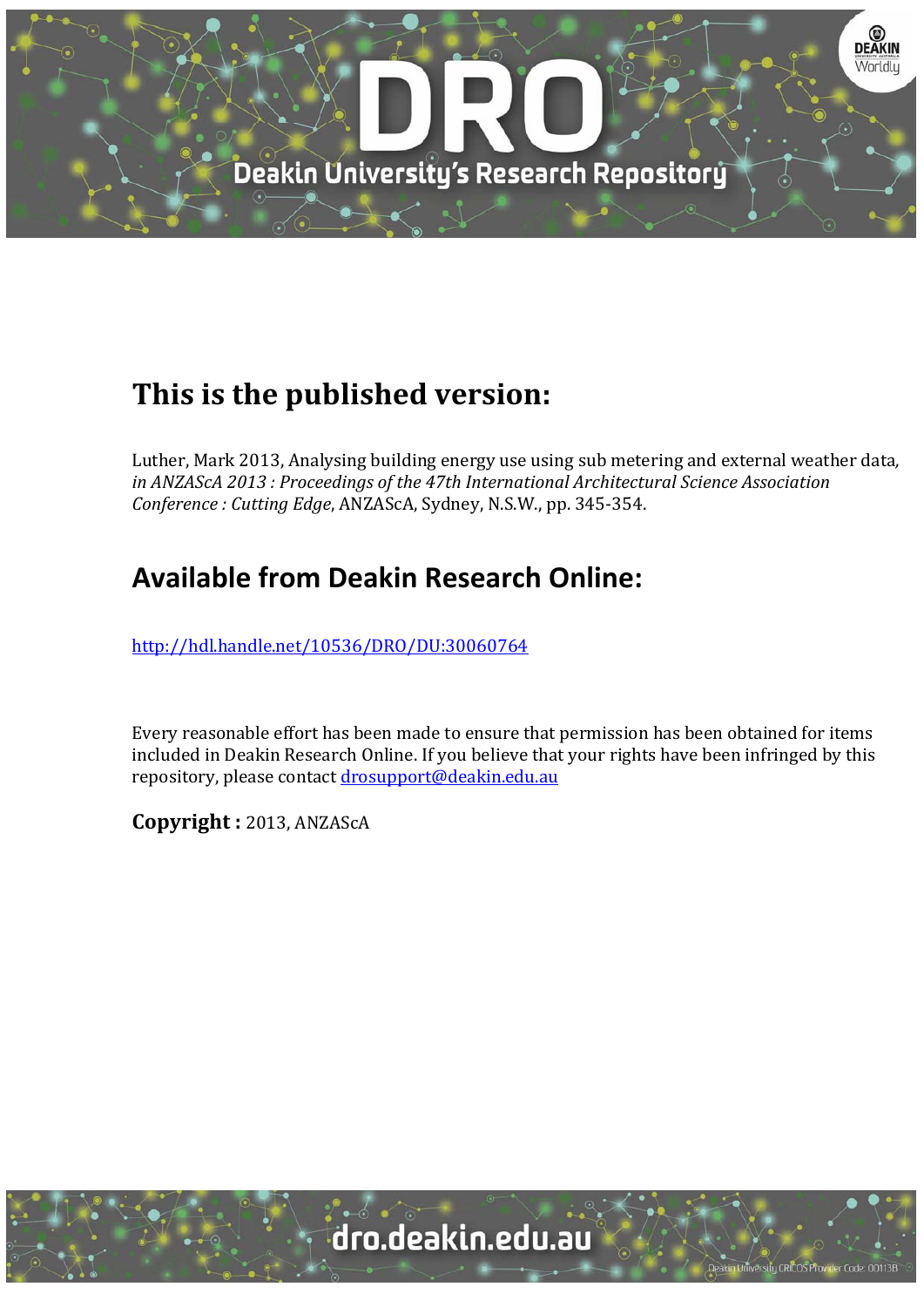# This is the published version:

Luther, Mark 2013, Analysing building energy use using sub metering and external weather data, *in ANZAScA 2013 : Proceedings of the 47th International Architectural Science Association Conference : Cutting Edge*, ANZAScA, Sydney, N.S.W., pp. 345-354.

## Available from Deakin Research Online:

http://hdl.handle.net/10536/DRO/DU:30060764

Every reasonable effort has been made to ensure that permission has been obtained for items included in Deakin Research Online. If you believe that your rights have been infringed by this repository, please contact drosupport@deakin.edu.au

**Copyright :** 2013, ANZAScA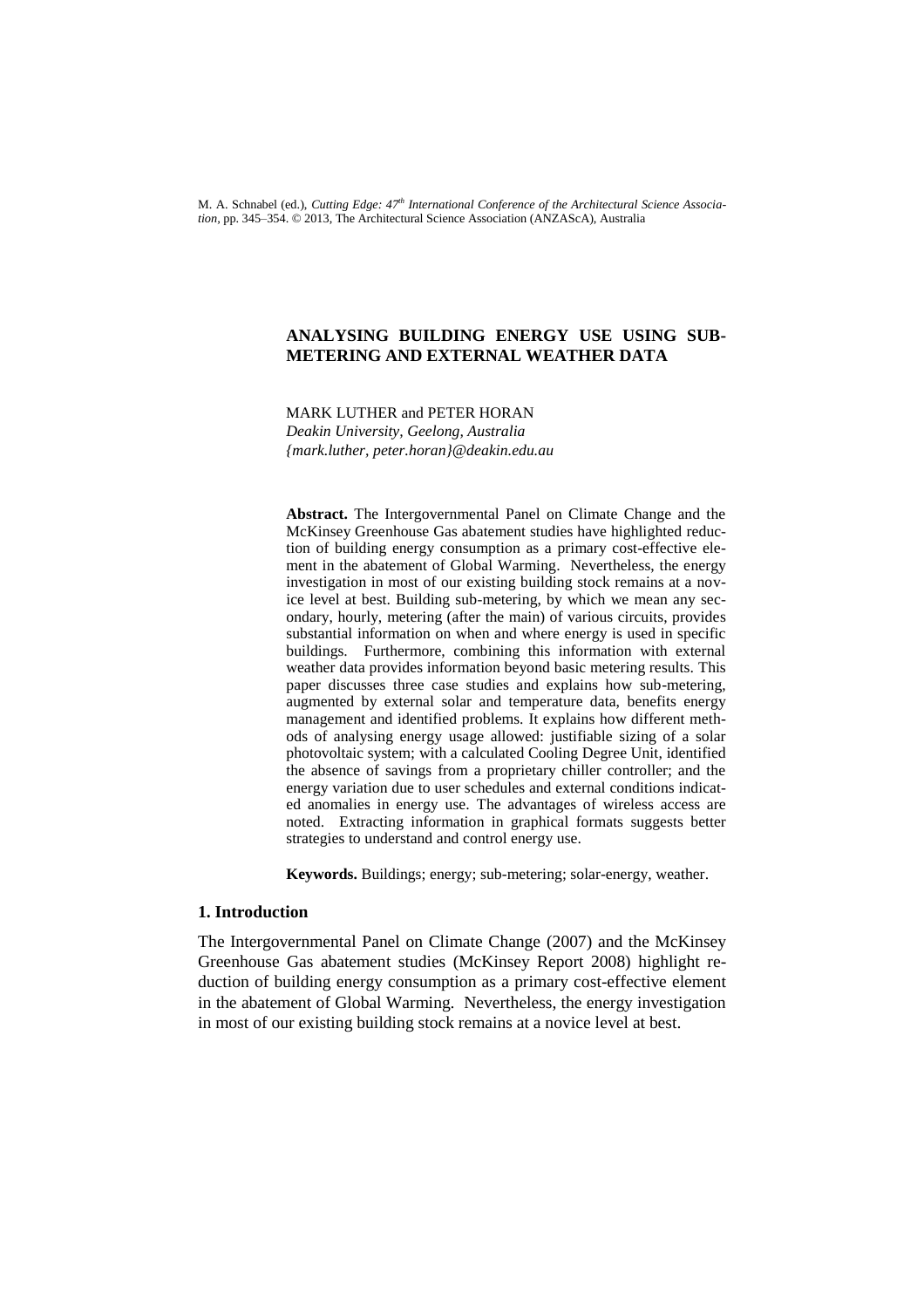M. A. Schnabel (ed.), *Cutting Edge: 47th International Conference of the Architectural Science Association*, pp. 345–354. © 2013, The Architectural Science Association (ANZAScA), Australia

# ANALYSING BUILDING ENERGY USE USING SUB-METERING AND EXTERNAL WEATHER DATA

MARK LUTHER and PETER HORAN
*Deakin University, Geelong, Australia*
*{mark.luther, peter.horan}@deakin.edu.au*

**Abstract.** The Intergovernmental Panel on Climate Change and the McKinsey Greenhouse Gas abatement studies have highlighted reduction of building energy consumption as a primary cost-effective element in the abatement of Global Warming. Nevertheless, the energy investigation in most of our existing building stock remains at a novice level at best. Building sub-metering, by which we mean any secondary, hourly, metering (after the main) of various circuits, provides substantial information on when and where energy is used in specific buildings. Furthermore, combining this information with external weather data provides information beyond basic metering results. This paper discusses three case studies and explains how sub-metering, augmented by external solar and temperature data, benefits energy management and identified problems. It explains how different methods of analysing energy usage allowed: justifiable sizing of a solar photovoltaic system; with a calculated Cooling Degree Unit, identified the absence of savings from a proprietary chiller controller; and the energy variation due to user schedules and external conditions indicated anomalies in energy use. The advantages of wireless access are noted. Extracting information in graphical formats suggests better strategies to understand and control energy use.

**Keywords.** Buildings; energy; sub-metering; solar-energy, weather.

## 1. Introduction

The Intergovernmental Panel on Climate Change (2007) and the McKinsey Greenhouse Gas abatement studies (McKinsey Report 2008) highlight reduction of building energy consumption as a primary cost-effective element in the abatement of Global Warming. Nevertheless, the energy investigation in most of our existing building stock remains at a novice level at best.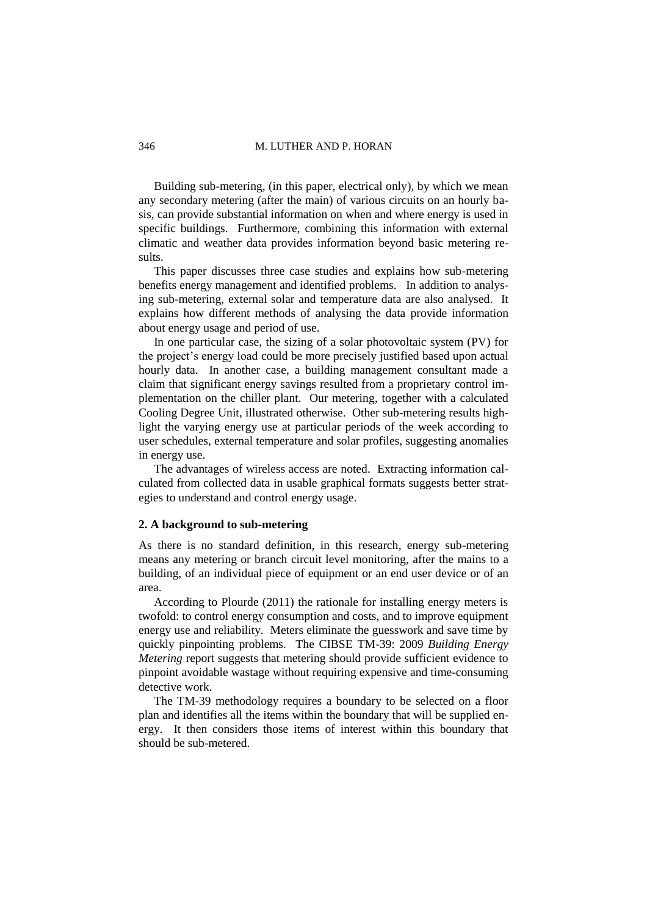Building sub-metering, (in this paper, electrical only), by which we mean any secondary metering (after the main) of various circuits on an hourly basis, can provide substantial information on when and where energy is used in specific buildings. Furthermore, combining this information with external climatic and weather data provides information beyond basic metering results.

This paper discusses three case studies and explains how sub-metering benefits energy management and identified problems. In addition to analysing sub-metering, external solar and temperature data are also analysed. It explains how different methods of analysing the data provide information about energy usage and period of use.

In one particular case, the sizing of a solar photovoltaic system (PV) for the project's energy load could be more precisely justified based upon actual hourly data. In another case, a building management consultant made a claim that significant energy savings resulted from a proprietary control implementation on the chiller plant. Our metering, together with a calculated Cooling Degree Unit, illustrated otherwise. Other sub-metering results highlight the varying energy use at particular periods of the week according to user schedules, external temperature and solar profiles, suggesting anomalies in energy use.

The advantages of wireless access are noted. Extracting information calculated from collected data in usable graphical formats suggests better strategies to understand and control energy usage.

## 2. A background to sub-metering

As there is no standard definition, in this research, energy sub-metering means any metering or branch circuit level monitoring, after the mains to a building, of an individual piece of equipment or an end user device or of an area.

According to Plourde (2011) the rationale for installing energy meters is twofold: to control energy consumption and costs, and to improve equipment energy use and reliability. Meters eliminate the guesswork and save time by quickly pinpointing problems. The CIBSE TM-39: 2009 *Building Energy Metering* report suggests that metering should provide sufficient evidence to pinpoint avoidable wastage without requiring expensive and time-consuming detective work.

The TM-39 methodology requires a boundary to be selected on a floor plan and identifies all the items within the boundary that will be supplied energy. It then considers those items of interest within this boundary that should be sub-metered.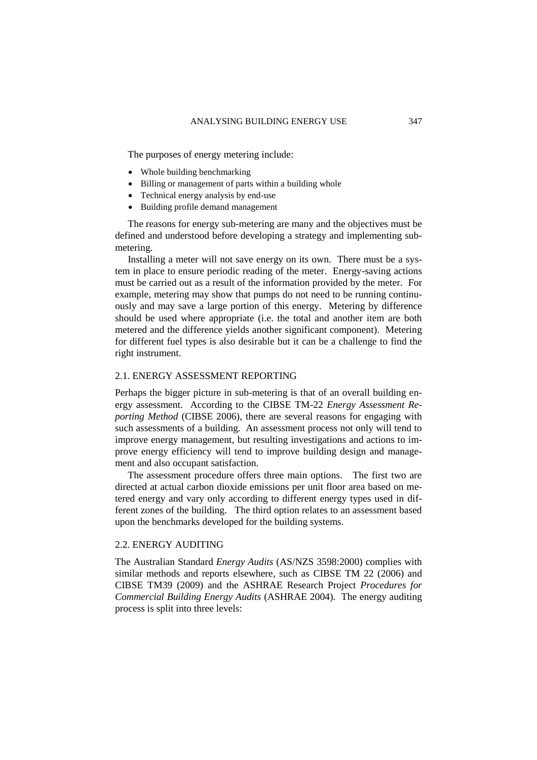The purposes of energy metering include:

- Whole building benchmarking
- Billing or management of parts within a building whole
- Technical energy analysis by end-use
- Building profile demand management

The reasons for energy sub-metering are many and the objectives must be defined and understood before developing a strategy and implementing sub-metering.

Installing a meter will not save energy on its own. There must be a system in place to ensure periodic reading of the meter. Energy-saving actions must be carried out as a result of the information provided by the meter. For example, metering may show that pumps do not need to be running continuously and may save a large portion of this energy. Metering by difference should be used where appropriate (i.e. the total and another item are both metered and the difference yields another significant component). Metering for different fuel types is also desirable but it can be a challenge to find the right instrument.

## 2.1. ENERGY ASSESSMENT REPORTING

Perhaps the bigger picture in sub-metering is that of an overall building energy assessment. According to the CIBSE TM-22 *Energy Assessment Reporting Method* (CIBSE 2006), there are several reasons for engaging with such assessments of a building. An assessment process not only will tend to improve energy management, but resulting investigations and actions to improve energy efficiency will tend to improve building design and management and also occupant satisfaction.

The assessment procedure offers three main options. The first two are directed at actual carbon dioxide emissions per unit floor area based on metered energy and vary only according to different energy types used in different zones of the building. The third option relates to an assessment based upon the benchmarks developed for the building systems.

## 2.2. ENERGY AUDITING

The Australian Standard *Energy Audits* (AS/NZS 3598:2000) complies with similar methods and reports elsewhere, such as CIBSE TM 22 (2006) and CIBSE TM39 (2009) and the ASHRAE Research Project *Procedures for Commercial Building Energy Audits* (ASHRAE 2004). The energy auditing process is split into three levels: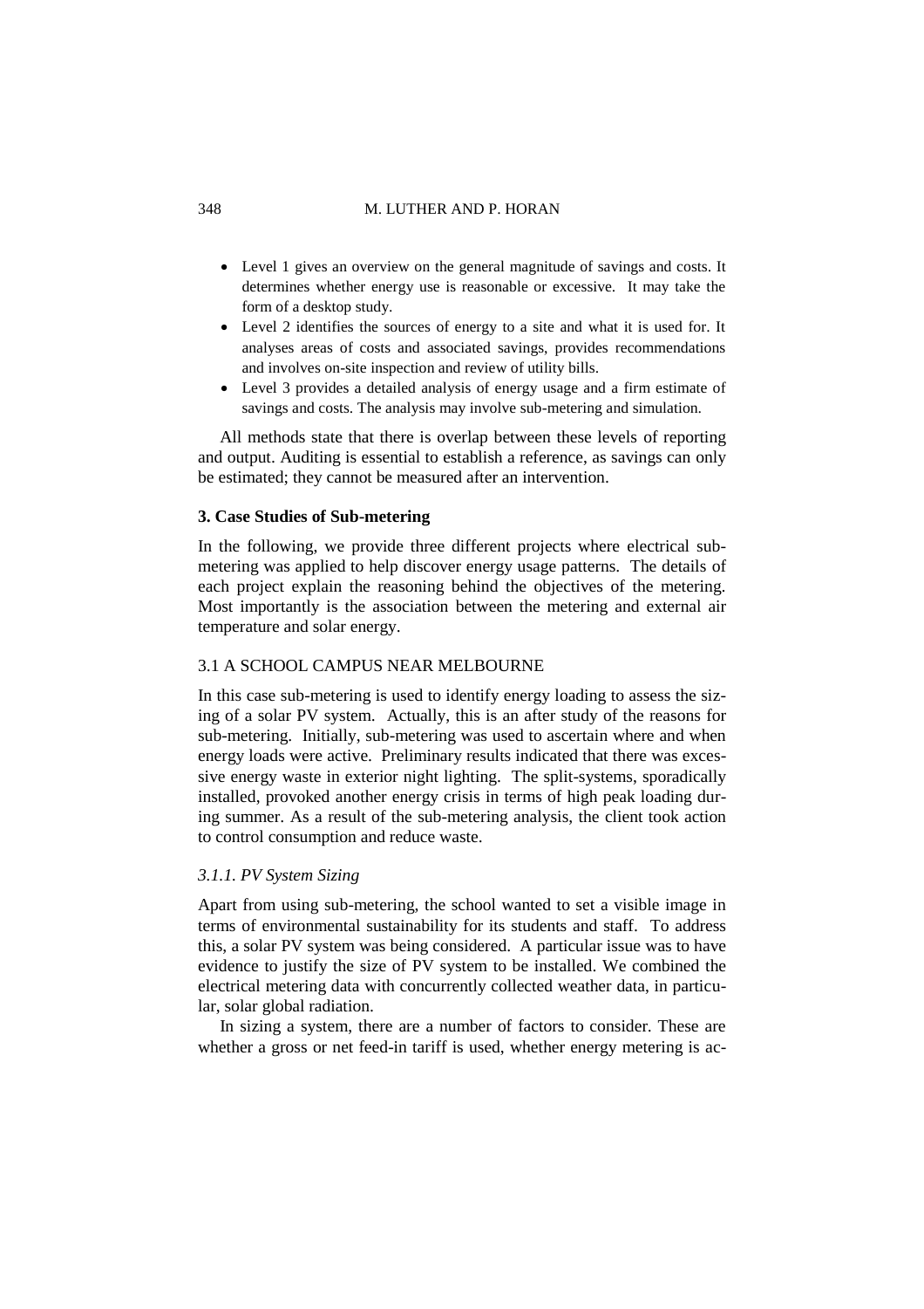- Level 1 gives an overview on the general magnitude of savings and costs. It determines whether energy use is reasonable or excessive. It may take the form of a desktop study.
- Level 2 identifies the sources of energy to a site and what it is used for. It analyses areas of costs and associated savings, provides recommendations and involves on-site inspection and review of utility bills.
- Level 3 provides a detailed analysis of energy usage and a firm estimate of savings and costs. The analysis may involve sub-metering and simulation.

All methods state that there is overlap between these levels of reporting and output. Auditing is essential to establish a reference, as savings can only be estimated; they cannot be measured after an intervention.

## 3. Case Studies of Sub-metering

In the following, we provide three different projects where electrical sub-metering was applied to help discover energy usage patterns. The details of each project explain the reasoning behind the objectives of the metering. Most importantly is the association between the metering and external air temperature and solar energy.

### 3.1 A SCHOOL CAMPUS NEAR MELBOURNE

In this case sub-metering is used to identify energy loading to assess the sizing of a solar PV system. Actually, this is an after study of the reasons for sub-metering. Initially, sub-metering was used to ascertain where and when energy loads were active. Preliminary results indicated that there was excessive energy waste in exterior night lighting. The split-systems, sporadically installed, provoked another energy crisis in terms of high peak loading during summer. As a result of the sub-metering analysis, the client took action to control consumption and reduce waste.

#### *3.1.1. PV System Sizing*

Apart from using sub-metering, the school wanted to set a visible image in terms of environmental sustainability for its students and staff. To address this, a solar PV system was being considered. A particular issue was to have evidence to justify the size of PV system to be installed. We combined the electrical metering data with concurrently collected weather data, in particular, solar global radiation.

In sizing a system, there are a number of factors to consider. These are whether a gross or net feed-in tariff is used, whether energy metering is ac-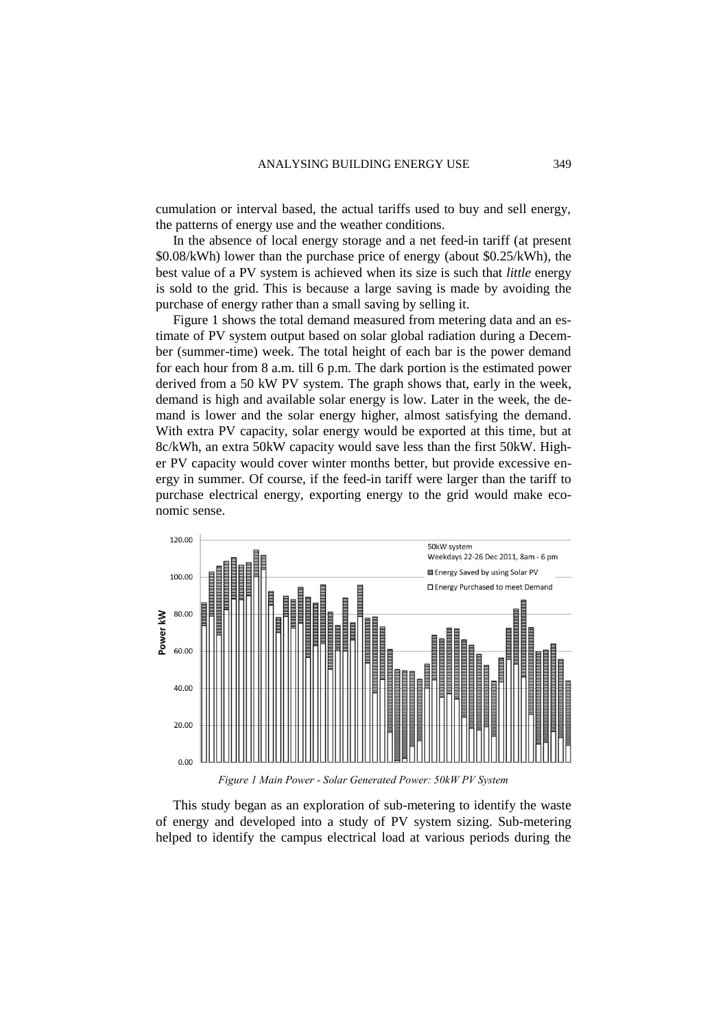cumulation or interval based, the actual tariffs used to buy and sell energy, the patterns of energy use and the weather conditions.

In the absence of local energy storage and a net feed-in tariff (at present \$0.08/kWh) lower than the purchase price of energy (about \$0.25/kWh), the best value of a PV system is achieved when its size is such that *little* energy is sold to the grid. This is because a large saving is made by avoiding the purchase of energy rather than a small saving by selling it.

Figure 1 shows the total demand measured from metering data and an estimate of PV system output based on solar global radiation during a December (summer-time) week. The total height of each bar is the power demand for each hour from 8 a.m. till 6 p.m. The dark portion is the estimated power derived from a 50 kW PV system. The graph shows that, early in the week, demand is high and available solar energy is low. Later in the week, the demand is lower and the solar energy higher, almost satisfying the demand. With extra PV capacity, solar energy would be exported at this time, but at 8c/kWh, an extra 50kW capacity would save less than the first 50kW. Higher PV capacity would cover winter months better, but provide excessive energy in summer. Of course, if the feed-in tariff were larger than the tariff to purchase electrical energy, exporting energy to the grid would make economic sense.

*Figure 1 Main Power - Solar Generated Power: 50kW PV System*

This study began as an exploration of sub-metering to identify the waste of energy and developed into a study of PV system sizing. Sub-metering helped to identify the campus electrical load at various periods during the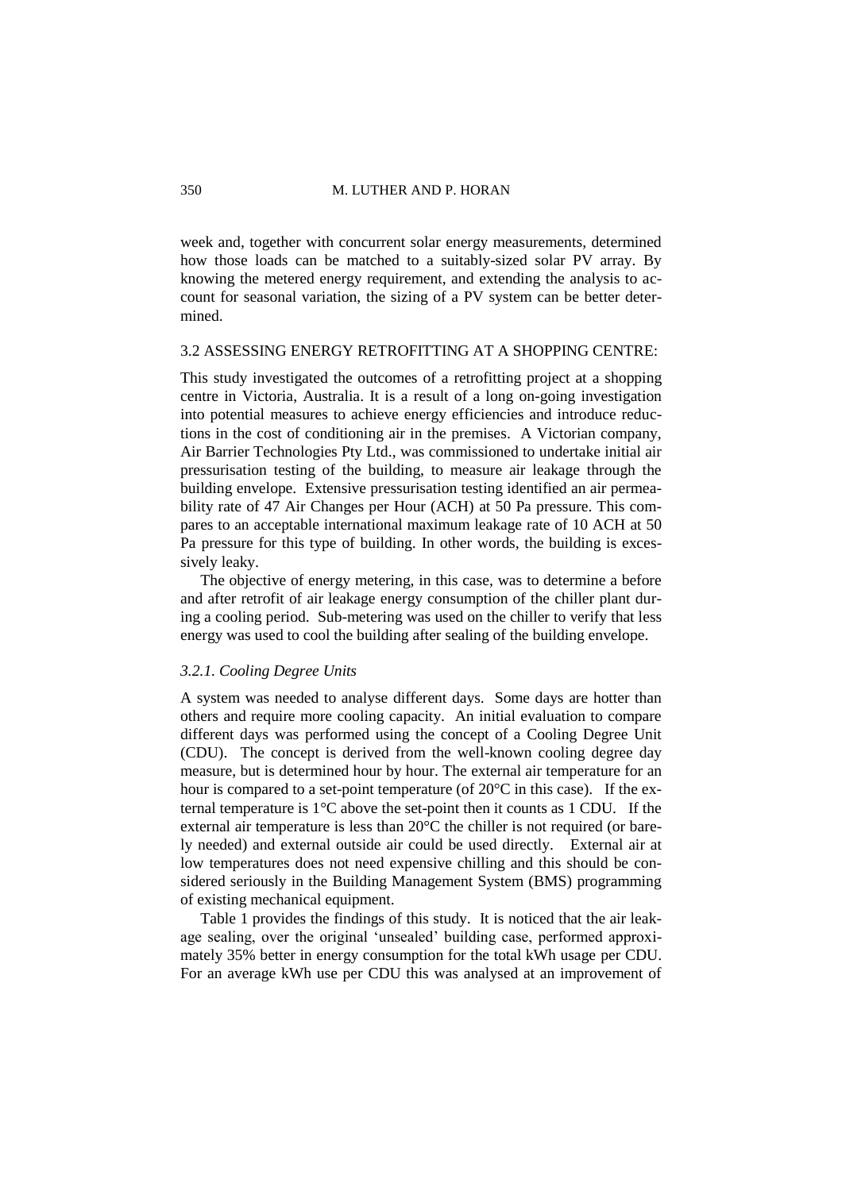week and, together with concurrent solar energy measurements, determined how those loads can be matched to a suitably-sized solar PV array. By knowing the metered energy requirement, and extending the analysis to account for seasonal variation, the sizing of a PV system can be better determined.

## 3.2 ASSESSING ENERGY RETROFITTING AT A SHOPPING CENTRE:

This study investigated the outcomes of a retrofitting project at a shopping centre in Victoria, Australia. It is a result of a long on-going investigation into potential measures to achieve energy efficiencies and introduce reductions in the cost of conditioning air in the premises. A Victorian company, Air Barrier Technologies Pty Ltd., was commissioned to undertake initial air pressurisation testing of the building, to measure air leakage through the building envelope. Extensive pressurisation testing identified an air permeability rate of 47 Air Changes per Hour (ACH) at 50 Pa pressure. This compares to an acceptable international maximum leakage rate of 10 ACH at 50 Pa pressure for this type of building. In other words, the building is excessively leaky.

The objective of energy metering, in this case, was to determine a before and after retrofit of air leakage energy consumption of the chiller plant during a cooling period. Sub-metering was used on the chiller to verify that less energy was used to cool the building after sealing of the building envelope.

### *3.2.1. Cooling Degree Units*

A system was needed to analyse different days. Some days are hotter than others and require more cooling capacity. An initial evaluation to compare different days was performed using the concept of a Cooling Degree Unit (CDU). The concept is derived from the well-known cooling degree day measure, but is determined hour by hour. The external air temperature for an hour is compared to a set-point temperature (of 20°C in this case). If the external temperature is 1°C above the set-point then it counts as 1 CDU. If the external air temperature is less than 20°C the chiller is not required (or barely needed) and external outside air could be used directly. External air at low temperatures does not need expensive chilling and this should be considered seriously in the Building Management System (BMS) programming of existing mechanical equipment.

Table 1 provides the findings of this study. It is noticed that the air leakage sealing, over the original 'unsealed' building case, performed approximately 35% better in energy consumption for the total kWh usage per CDU. For an average kWh use per CDU this was analysed at an improvement of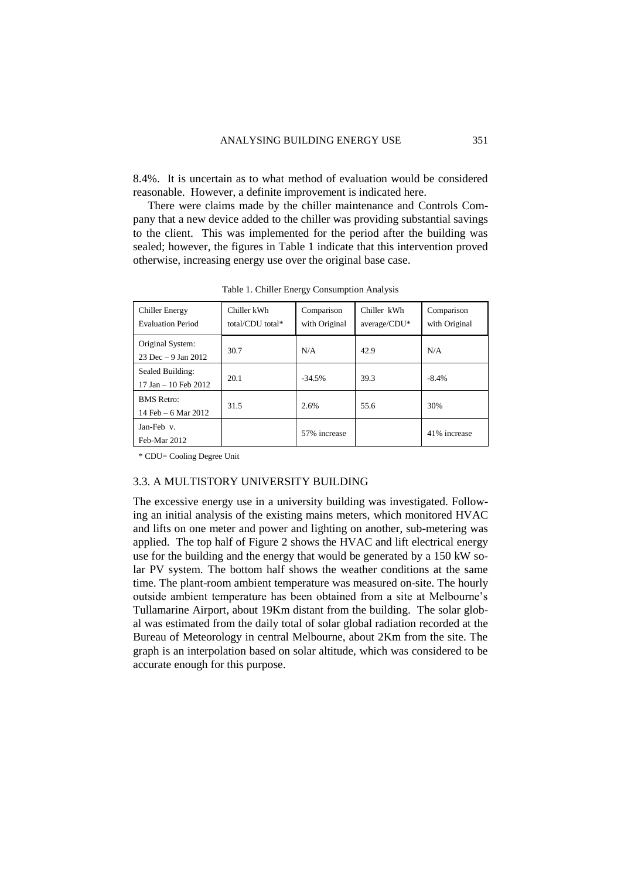8.4%. It is uncertain as to what method of evaluation would be considered reasonable. However, a definite improvement is indicated here.

There were claims made by the chiller maintenance and Controls Company that a new device added to the chiller was providing substantial savings to the client. This was implemented for the period after the building was sealed; however, the figures in Table 1 indicate that this intervention proved otherwise, increasing energy use over the original base case.

Table 1. Chiller Energy Consumption Analysis

| Chiller Energy Evaluation Period | Chiller kWh total/CDU total* | Comparison with Original | Chiller kWh average/CDU* | Comparison with Original |
|---|---|---|---|---|
| Original System: 23 Dec – 9 Jan 2012 | 30.7 | N/A | 42.9 | N/A |
| Sealed Building: 17 Jan – 10 Feb 2012 | 20.1 | -34.5% | 39.3 | -8.4% |
| BMS Retro: 14 Feb – 6 Mar 2012 | 31.5 | 2.6% | 55.6 | 30% |
| Jan-Feb v. Feb-Mar 2012 | | 57% increase | | 41% increase |

\* CDU= Cooling Degree Unit

### 3.3. A MULTISTORY UNIVERSITY BUILDING

The excessive energy use in a university building was investigated. Following an initial analysis of the existing mains meters, which monitored HVAC and lifts on one meter and power and lighting on another, sub-metering was applied. The top half of Figure 2 shows the HVAC and lift electrical energy use for the building and the energy that would be generated by a 150 kW solar PV system. The bottom half shows the weather conditions at the same time. The plant-room ambient temperature was measured on-site. The hourly outside ambient temperature has been obtained from a site at Melbourne's Tullamarine Airport, about 19Km distant from the building. The solar global was estimated from the daily total of solar global radiation recorded at the Bureau of Meteorology in central Melbourne, about 2Km from the site. The graph is an interpolation based on solar altitude, which was considered to be accurate enough for this purpose.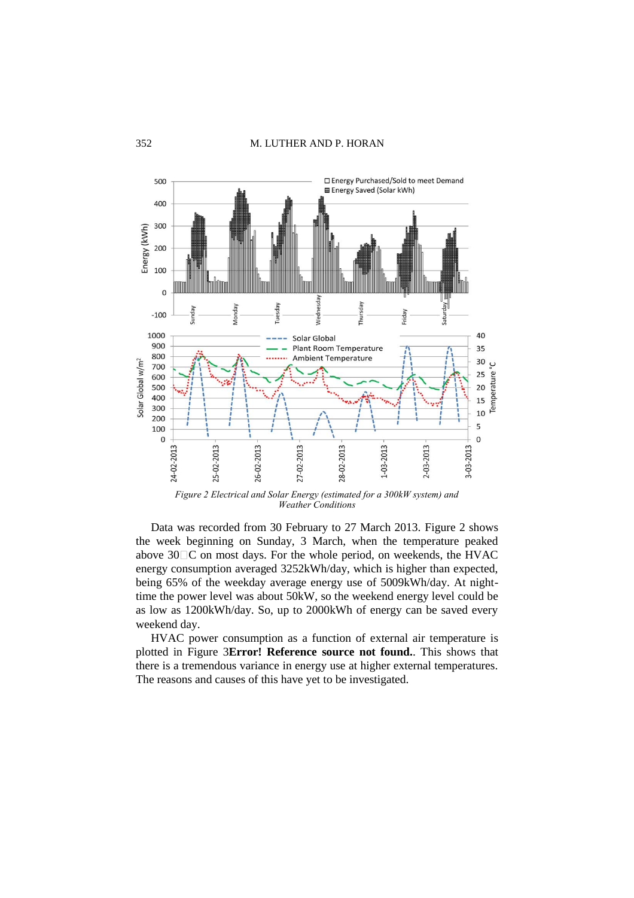*Figure 2 Electrical and Solar Energy (estimated for a 300kW system) and Weather Conditions*

Data was recorded from 30 February to 27 March 2013. Figure 2 shows the week beginning on Sunday, 3 March, when the temperature peaked above 30□C on most days. For the whole period, on weekends, the HVAC energy consumption averaged 3252kWh/day, which is higher than expected, being 65% of the weekday average energy use of 5009kWh/day. At night-time the power level was about 50kW, so the weekend energy level could be as low as 1200kWh/day. So, up to 2000kWh of energy can be saved every weekend day.

HVAC power consumption as a function of external air temperature is plotted in Figure 3**Error! Reference source not found.**. This shows that there is a tremendous variance in energy use at higher external temperatures. The reasons and causes of this have yet to be investigated.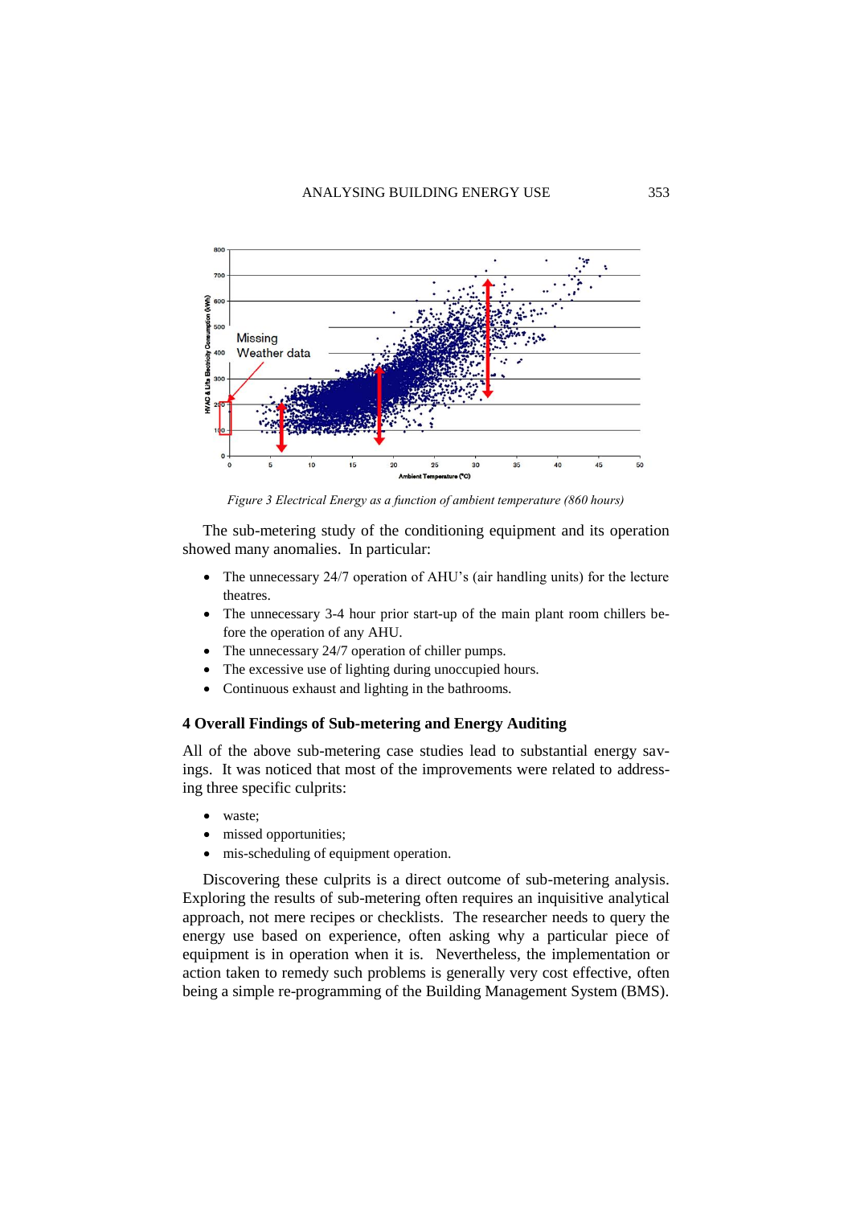*Figure 3 Electrical Energy as a function of ambient temperature (860 hours)*

The sub-metering study of the conditioning equipment and its operation showed many anomalies. In particular:

- The unnecessary 24/7 operation of AHU's (air handling units) for the lecture theatres.
- The unnecessary 3-4 hour prior start-up of the main plant room chillers before the operation of any AHU.
- The unnecessary 24/7 operation of chiller pumps.
- The excessive use of lighting during unoccupied hours.
- Continuous exhaust and lighting in the bathrooms.

## 4 Overall Findings of Sub-metering and Energy Auditing

All of the above sub-metering case studies lead to substantial energy savings. It was noticed that most of the improvements were related to addressing three specific culprits:

- waste;
- missed opportunities;
- mis-scheduling of equipment operation.

Discovering these culprits is a direct outcome of sub-metering analysis. Exploring the results of sub-metering often requires an inquisitive analytical approach, not mere recipes or checklists. The researcher needs to query the energy use based on experience, often asking why a particular piece of equipment is in operation when it is. Nevertheless, the implementation or action taken to remedy such problems is generally very cost effective, often being a simple re-programming of the Building Management System (BMS).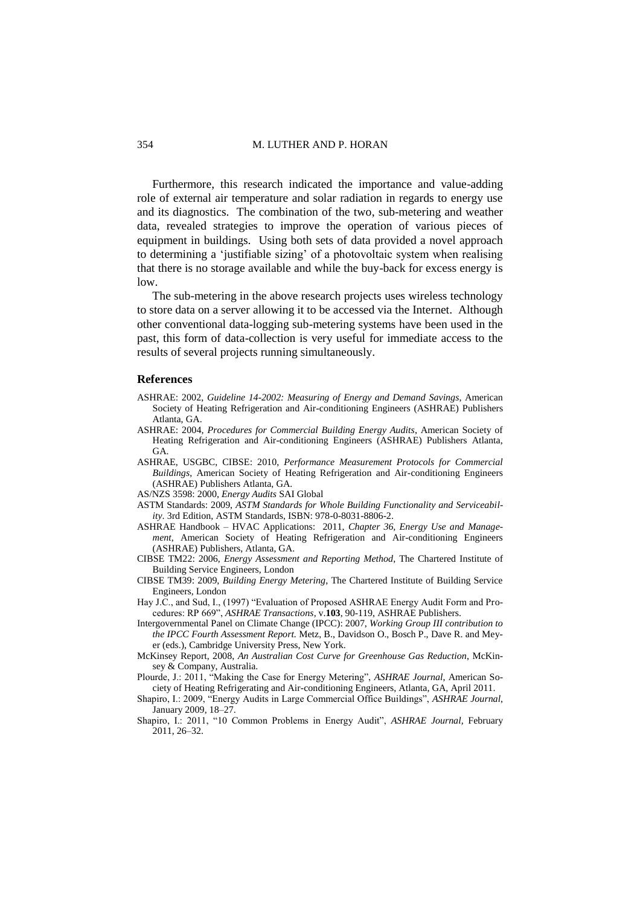Furthermore, this research indicated the importance and value-adding role of external air temperature and solar radiation in regards to energy use and its diagnostics. The combination of the two, sub-metering and weather data, revealed strategies to improve the operation of various pieces of equipment in buildings. Using both sets of data provided a novel approach to determining a 'justifiable sizing' of a photovoltaic system when realising that there is no storage available and while the buy-back for excess energy is low.

The sub-metering in the above research projects uses wireless technology to store data on a server allowing it to be accessed via the Internet. Although other conventional data-logging sub-metering systems have been used in the past, this form of data-collection is very useful for immediate access to the results of several projects running simultaneously.

## References

ASHRAE: 2002, *Guideline 14-2002: Measuring of Energy and Demand Savings*, American Society of Heating Refrigeration and Air-conditioning Engineers (ASHRAE) Publishers Atlanta, GA.

ASHRAE: 2004, *Procedures for Commercial Building Energy Audits*, American Society of Heating Refrigeration and Air-conditioning Engineers (ASHRAE) Publishers Atlanta, GA.

ASHRAE, USGBC, CIBSE: 2010, *Performance Measurement Protocols for Commercial Buildings*, American Society of Heating Refrigeration and Air-conditioning Engineers (ASHRAE) Publishers Atlanta, GA.

AS/NZS 3598: 2000, *Energy Audits* SAI Global

ASTM Standards: 2009, *ASTM Standards for Whole Building Functionality and Serviceability*. 3rd Edition, ASTM Standards, ISBN: 978-0-8031-8806-2.

ASHRAE Handbook – HVAC Applications: 2011, *Chapter 36, Energy Use and Management*, American Society of Heating Refrigeration and Air-conditioning Engineers (ASHRAE) Publishers, Atlanta, GA.

CIBSE TM22: 2006, *Energy Assessment and Reporting Method*, The Chartered Institute of Building Service Engineers, London

CIBSE TM39: 2009, *Building Energy Metering*, The Chartered Institute of Building Service Engineers, London

Hay J.C., and Sud, I., (1997) "Evaluation of Proposed ASHRAE Energy Audit Form and Procedures: RP 669", *ASHRAE Transactions*, v.**103**, 90-119, ASHRAE Publishers.

Intergovernmental Panel on Climate Change (IPCC): 2007, *Working Group III contribution to the IPCC Fourth Assessment Report.* Metz, B., Davidson O., Bosch P., Dave R. and Meyer (eds.), Cambridge University Press, New York.

McKinsey Report, 2008, *An Australian Cost Curve for Greenhouse Gas Reduction*, McKinsey & Company, Australia.

Plourde, J.: 2011, "Making the Case for Energy Metering", *ASHRAE Journal*, American Society of Heating Refrigerating and Air-conditioning Engineers, Atlanta, GA, April 2011.

Shapiro, I.: 2009, "Energy Audits in Large Commercial Office Buildings", *ASHRAE Journal*, January 2009, 18–27.

Shapiro, I.: 2011, "10 Common Problems in Energy Audit", *ASHRAE Journal*, February 2011, 26–32.